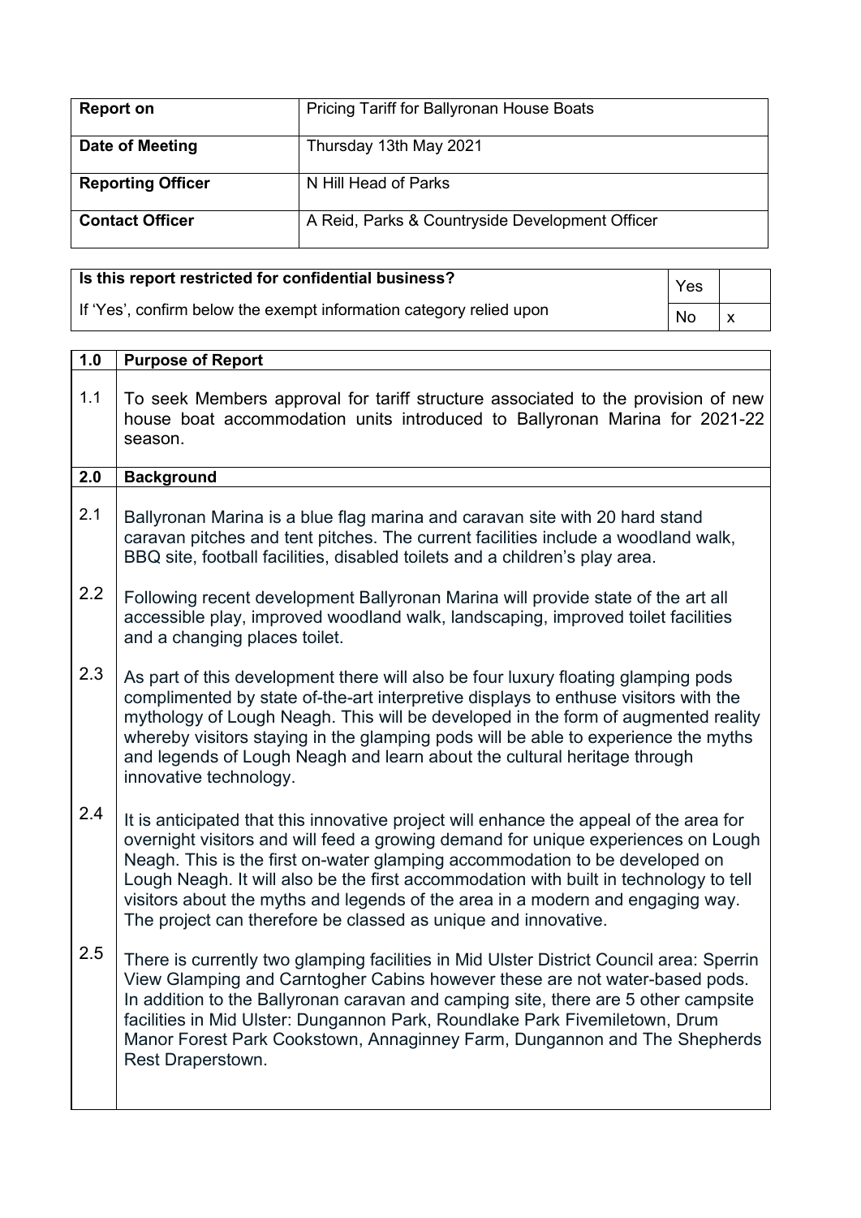| Report on | Pricing Tariff for Ballyronan House Boats |
| --- | --- |
| Date of Meeting | Thursday 13th May 2021 |
| Reporting Officer | N Hill Head of Parks |
| Contact Officer | A Reid, Parks & Countryside Development Officer |

| Is this report restricted for confidential business? | Yes | |
| --- | --- | --- |
| If 'Yes', confirm below the exempt information category relied upon | No | x |

| 1.0 | Purpose of Report |
| --- | --- |
| 1.1 | To seek Members approval for tariff structure associated to the provision of new house boat accommodation units introduced to Ballyronan Marina for 2021-22 season. |
| **2.0** | **Background** |
| 2.1 | Ballyronan Marina is a blue flag marina and caravan site with 20 hard stand caravan pitches and tent pitches. The current facilities include a woodland walk, BBQ site, football facilities, disabled toilets and a children's play area. |
| 2.2 | Following recent development Ballyronan Marina will provide state of the art all accessible play, improved woodland walk, landscaping, improved toilet facilities and a changing places toilet. |
| 2.3 | As part of this development there will also be four luxury floating glamping pods complimented by state of-the-art interpretive displays to enthuse visitors with the mythology of Lough Neagh. This will be developed in the form of augmented reality whereby visitors staying in the glamping pods will be able to experience the myths and legends of Lough Neagh and learn about the cultural heritage through innovative technology. |
| 2.4 | It is anticipated that this innovative project will enhance the appeal of the area for overnight visitors and will feed a growing demand for unique experiences on Lough Neagh. This is the first on-water glamping accommodation to be developed on Lough Neagh. It will also be the first accommodation with built in technology to tell visitors about the myths and legends of the area in a modern and engaging way. The project can therefore be classed as unique and innovative. |
| 2.5 | There is currently two glamping facilities in Mid Ulster District Council area: Sperrin View Glamping and Carntogher Cabins however these are not water-based pods. In addition to the Ballyronan caravan and camping site, there are 5 other campsite facilities in Mid Ulster: Dungannon Park, Roundlake Park Fivemiletown, Drum Manor Forest Park Cookstown, Annaginney Farm, Dungannon and The Shepherds Rest Draperstown. |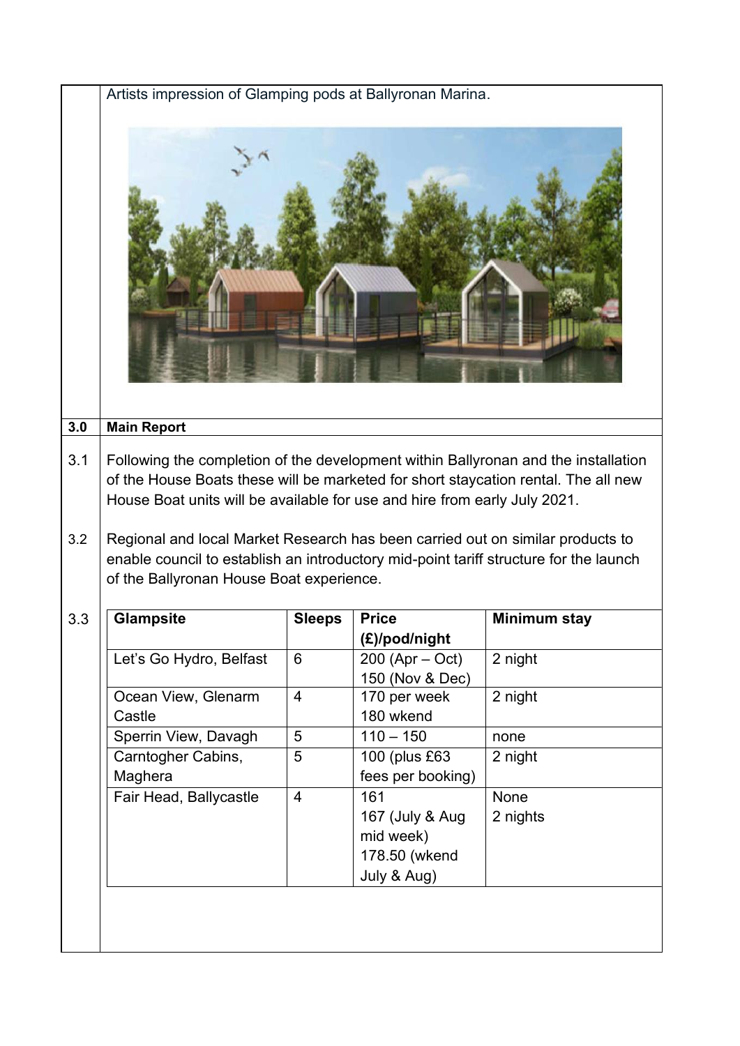Artists impression of Glamping pods at Ballyronan Marina.

## 3.0 Main Report

3.1 Following the completion of the development within Ballyronan and the installation of the House Boats these will be marketed for short staycation rental. The all new House Boat units will be available for use and hire from early July 2021.

3.2 Regional and local Market Research has been carried out on similar products to enable council to establish an introductory mid-point tariff structure for the launch of the Ballyronan House Boat experience.

3.3

| Glampsite | Sleeps | Price (£)/pod/night | Minimum stay |
|---|---|---|---|
| Let's Go Hydro, Belfast | 6 | 200 (Apr – Oct) 150 (Nov & Dec) | 2 night |
| Ocean View, Glenarm Castle | 4 | 170 per week 180 wkend | 2 night |
| Sperrin View, Davagh | 5 | 110 – 150 | none |
| Carntogher Cabins, Maghera | 5 | 100 (plus £63 fees per booking) | 2 night |
| Fair Head, Ballycastle | 4 | 161 167 (July & Aug mid week) 178.50 (wkend July & Aug) | None 2 nights |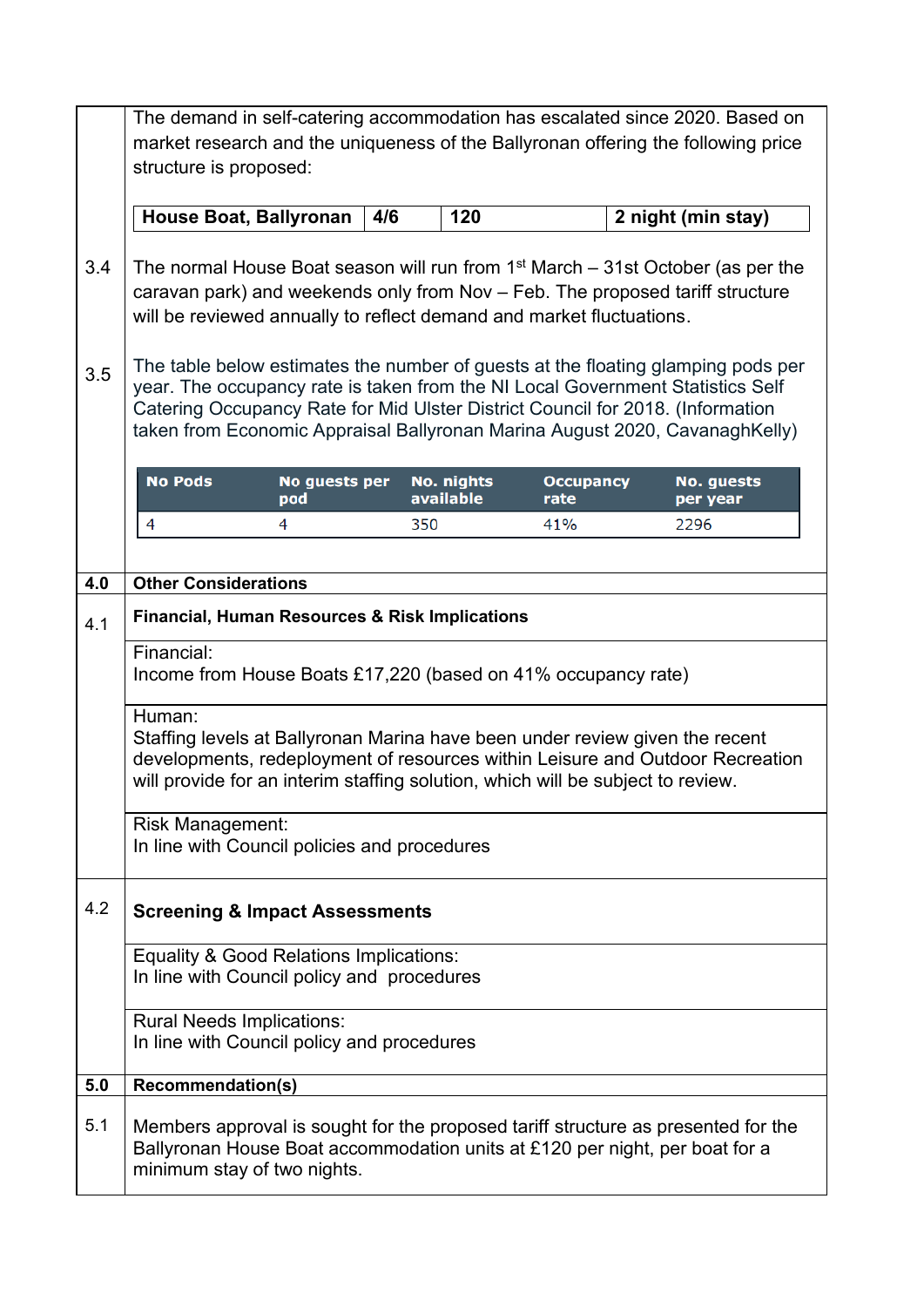The demand in self-catering accommodation has escalated since 2020. Based on market research and the uniqueness of the Ballyronan offering the following price structure is proposed:

| House Boat, Ballyronan | 4/6 | 120 | 2 night (min stay) |
|---|---|---|---|

3.4 The normal House Boat season will run from 1st March – 31st October (as per the caravan park) and weekends only from Nov – Feb. The proposed tariff structure will be reviewed annually to reflect demand and market fluctuations.

3.5 The table below estimates the number of guests at the floating glamping pods per year. The occupancy rate is taken from the NI Local Government Statistics Self Catering Occupancy Rate for Mid Ulster District Council for 2018. (Information taken from Economic Appraisal Ballyronan Marina August 2020, CavanaghKelly)

| No Pods | No guests per pod | No. nights available | Occupancy rate | No. guests per year |
|---|---|---|---|---|
| 4 | 4 | 350 | 41% | 2296 |

## 4.0 Other Considerations

### 4.1 Financial, Human Resources & Risk Implications

Financial:
Income from House Boats £17,220 (based on 41% occupancy rate)

Human:
Staffing levels at Ballyronan Marina have been under review given the recent developments, redeployment of resources within Leisure and Outdoor Recreation will provide for an interim staffing solution, which will be subject to review.

Risk Management:
In line with Council policies and procedures

### 4.2 Screening & Impact Assessments

Equality & Good Relations Implications:
In line with Council policy and procedures

Rural Needs Implications:
In line with Council policy and procedures

## 5.0 Recommendation(s)

5.1 Members approval is sought for the proposed tariff structure as presented for the Ballyronan House Boat accommodation units at £120 per night, per boat for a minimum stay of two nights.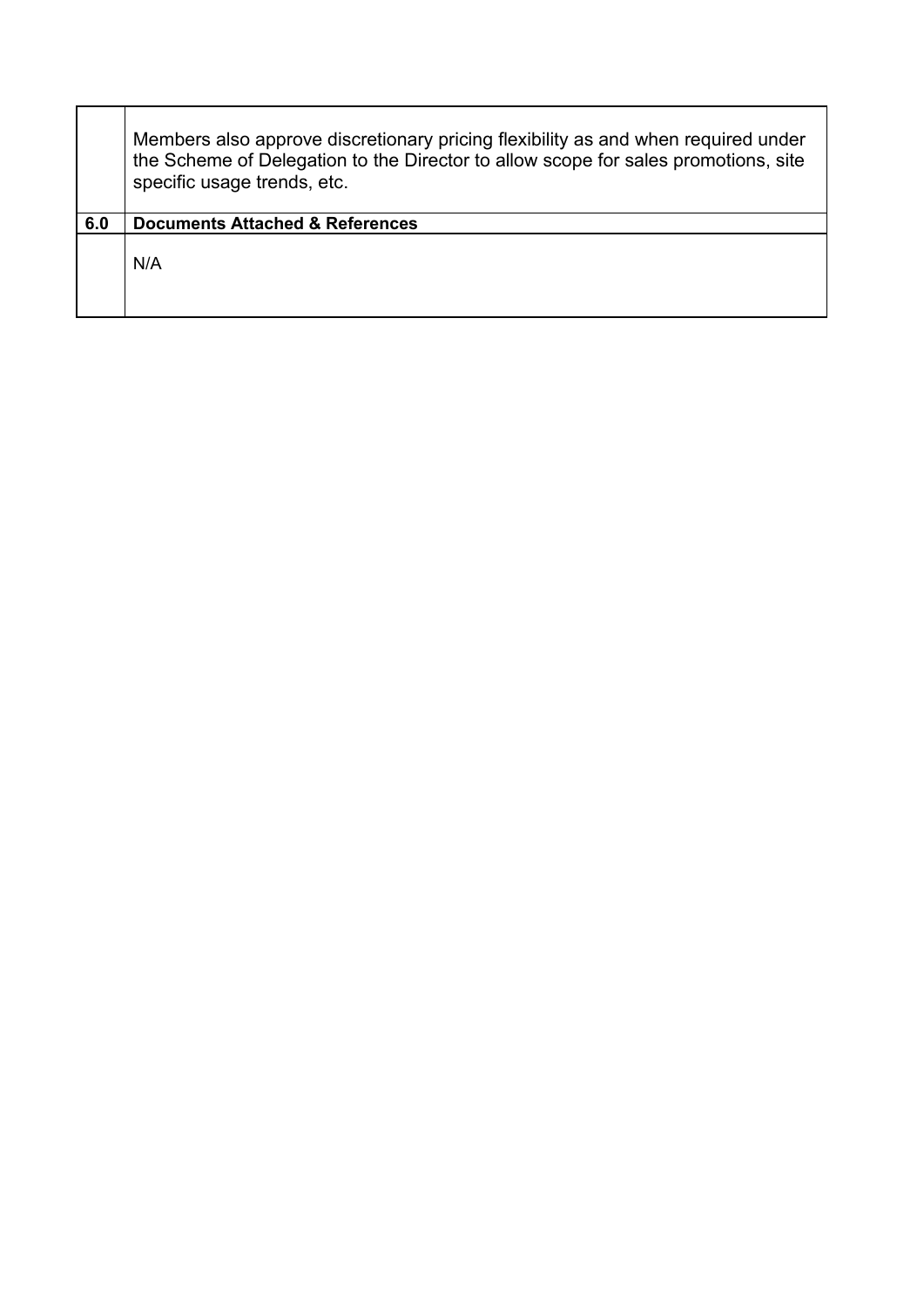| | |
|---|---|
| | Members also approve discretionary pricing flexibility as and when required under the Scheme of Delegation to the Director to allow scope for sales promotions, site specific usage trends, etc. |
| **6.0** | **Documents Attached & References** |
| | N/A |